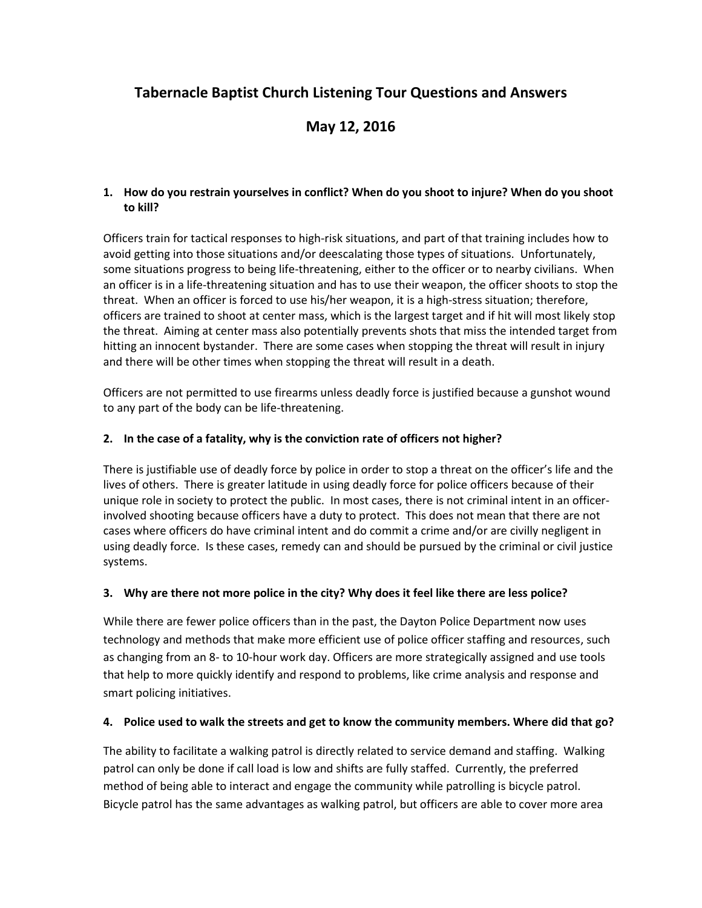# Tabernacle Baptist Church Listening Tour Questions and Answers

## May 12, 2016

**1. How do you restrain yourselves in conflict? When do you shoot to injure? When do you shoot to kill?**

Officers train for tactical responses to high-risk situations, and part of that training includes how to avoid getting into those situations and/or deescalating those types of situations. Unfortunately, some situations progress to being life-threatening, either to the officer or to nearby civilians. When an officer is in a life-threatening situation and has to use their weapon, the officer shoots to stop the threat. When an officer is forced to use his/her weapon, it is a high-stress situation; therefore, officers are trained to shoot at center mass, which is the largest target and if hit will most likely stop the threat. Aiming at center mass also potentially prevents shots that miss the intended target from hitting an innocent bystander. There are some cases when stopping the threat will result in injury and there will be other times when stopping the threat will result in a death.

Officers are not permitted to use firearms unless deadly force is justified because a gunshot wound to any part of the body can be life-threatening.

**2. In the case of a fatality, why is the conviction rate of officers not higher?**

There is justifiable use of deadly force by police in order to stop a threat on the officer's life and the lives of others. There is greater latitude in using deadly force for police officers because of their unique role in society to protect the public. In most cases, there is not criminal intent in an officer-involved shooting because officers have a duty to protect. This does not mean that there are not cases where officers do have criminal intent and do commit a crime and/or are civilly negligent in using deadly force. Is these cases, remedy can and should be pursued by the criminal or civil justice systems.

**3. Why are there not more police in the city? Why does it feel like there are less police?**

While there are fewer police officers than in the past, the Dayton Police Department now uses technology and methods that make more efficient use of police officer staffing and resources, such as changing from an 8- to 10-hour work day. Officers are more strategically assigned and use tools that help to more quickly identify and respond to problems, like crime analysis and response and smart policing initiatives.

**4. Police used to walk the streets and get to know the community members. Where did that go?**

The ability to facilitate a walking patrol is directly related to service demand and staffing. Walking patrol can only be done if call load is low and shifts are fully staffed. Currently, the preferred method of being able to interact and engage the community while patrolling is bicycle patrol. Bicycle patrol has the same advantages as walking patrol, but officers are able to cover more area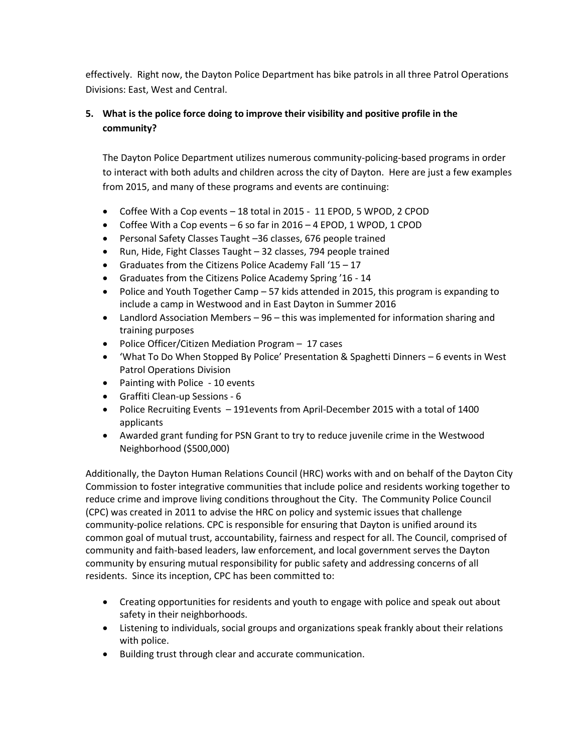effectively. Right now, the Dayton Police Department has bike patrols in all three Patrol Operations Divisions: East, West and Central.

**5. What is the police force doing to improve their visibility and positive profile in the community?**

The Dayton Police Department utilizes numerous community-policing-based programs in order to interact with both adults and children across the city of Dayton. Here are just a few examples from 2015, and many of these programs and events are continuing:

- Coffee With a Cop events – 18 total in 2015 - 11 EPOD, 5 WPOD, 2 CPOD
- Coffee With a Cop events – 6 so far in 2016 – 4 EPOD, 1 WPOD, 1 CPOD
- Personal Safety Classes Taught –36 classes, 676 people trained
- Run, Hide, Fight Classes Taught – 32 classes, 794 people trained
- Graduates from the Citizens Police Academy Fall '15 – 17
- Graduates from the Citizens Police Academy Spring '16 - 14
- Police and Youth Together Camp – 57 kids attended in 2015, this program is expanding to include a camp in Westwood and in East Dayton in Summer 2016
- Landlord Association Members – 96 – this was implemented for information sharing and training purposes
- Police Officer/Citizen Mediation Program – 17 cases
- 'What To Do When Stopped By Police' Presentation & Spaghetti Dinners – 6 events in West Patrol Operations Division
- Painting with Police - 10 events
- Graffiti Clean-up Sessions - 6
- Police Recruiting Events – 191events from April-December 2015 with a total of 1400 applicants
- Awarded grant funding for PSN Grant to try to reduce juvenile crime in the Westwood Neighborhood ($500,000)

Additionally, the Dayton Human Relations Council (HRC) works with and on behalf of the Dayton City Commission to foster integrative communities that include police and residents working together to reduce crime and improve living conditions throughout the City. The Community Police Council (CPC) was created in 2011 to advise the HRC on policy and systemic issues that challenge community-police relations. CPC is responsible for ensuring that Dayton is unified around its common goal of mutual trust, accountability, fairness and respect for all. The Council, comprised of community and faith-based leaders, law enforcement, and local government serves the Dayton community by ensuring mutual responsibility for public safety and addressing concerns of all residents. Since its inception, CPC has been committed to:

- Creating opportunities for residents and youth to engage with police and speak out about safety in their neighborhoods.
- Listening to individuals, social groups and organizations speak frankly about their relations with police.
- Building trust through clear and accurate communication.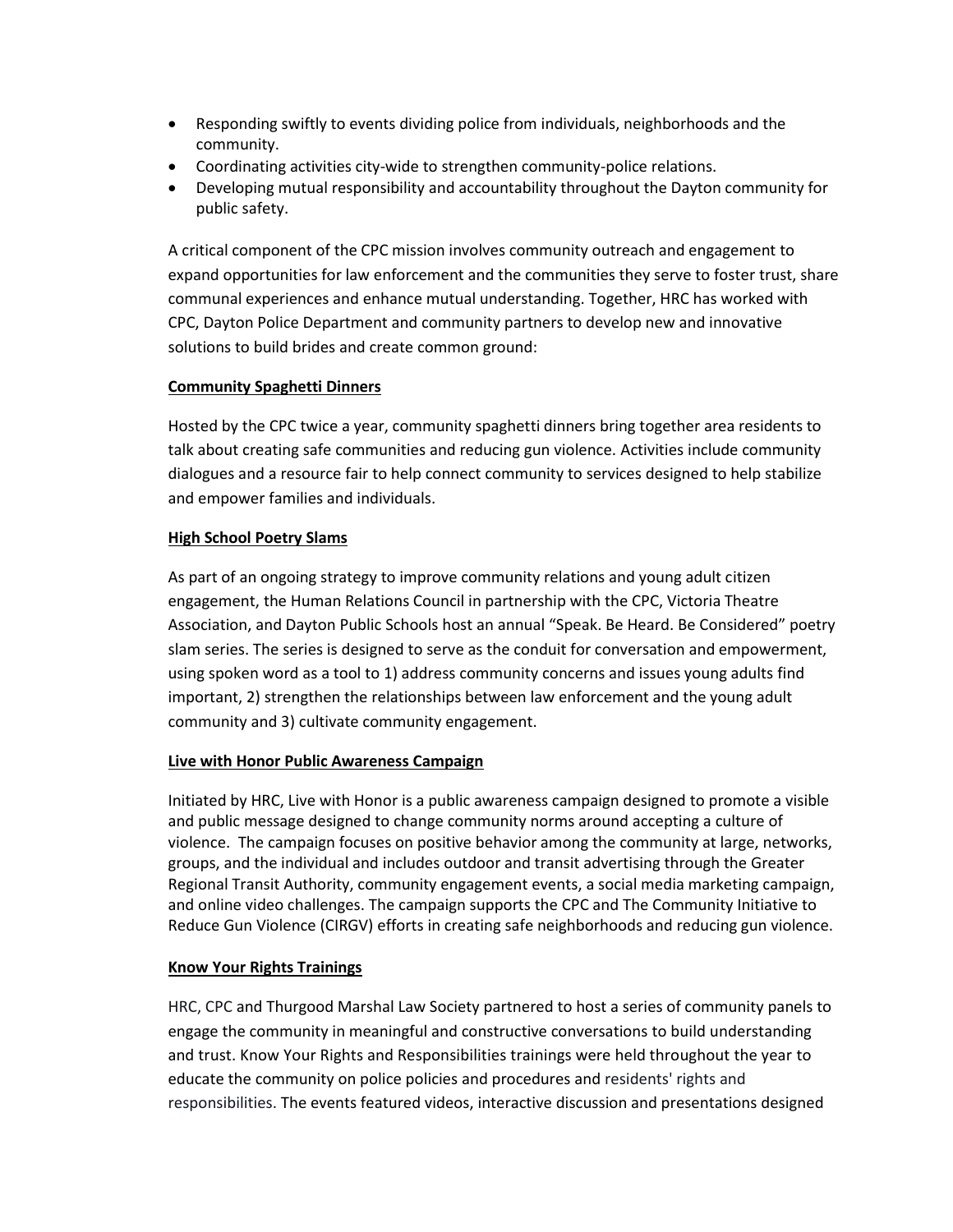- Responding swiftly to events dividing police from individuals, neighborhoods and the community.
- Coordinating activities city-wide to strengthen community-police relations.
- Developing mutual responsibility and accountability throughout the Dayton community for public safety.

A critical component of the CPC mission involves community outreach and engagement to expand opportunities for law enforcement and the communities they serve to foster trust, share communal experiences and enhance mutual understanding. Together, HRC has worked with CPC, Dayton Police Department and community partners to develop new and innovative solutions to build brides and create common ground:

**Community Spaghetti Dinners**

Hosted by the CPC twice a year, community spaghetti dinners bring together area residents to talk about creating safe communities and reducing gun violence. Activities include community dialogues and a resource fair to help connect community to services designed to help stabilize and empower families and individuals.

**High School Poetry Slams**

As part of an ongoing strategy to improve community relations and young adult citizen engagement, the Human Relations Council in partnership with the CPC, Victoria Theatre Association, and Dayton Public Schools host an annual "Speak. Be Heard. Be Considered" poetry slam series. The series is designed to serve as the conduit for conversation and empowerment, using spoken word as a tool to 1) address community concerns and issues young adults find important, 2) strengthen the relationships between law enforcement and the young adult community and 3) cultivate community engagement.

**Live with Honor Public Awareness Campaign**

Initiated by HRC, Live with Honor is a public awareness campaign designed to promote a visible and public message designed to change community norms around accepting a culture of violence. The campaign focuses on positive behavior among the community at large, networks, groups, and the individual and includes outdoor and transit advertising through the Greater Regional Transit Authority, community engagement events, a social media marketing campaign, and online video challenges. The campaign supports the CPC and The Community Initiative to Reduce Gun Violence (CIRGV) efforts in creating safe neighborhoods and reducing gun violence.

**Know Your Rights Trainings**

HRC, CPC and Thurgood Marshal Law Society partnered to host a series of community panels to engage the community in meaningful and constructive conversations to build understanding and trust. Know Your Rights and Responsibilities trainings were held throughout the year to educate the community on police policies and procedures and residents' rights and responsibilities. The events featured videos, interactive discussion and presentations designed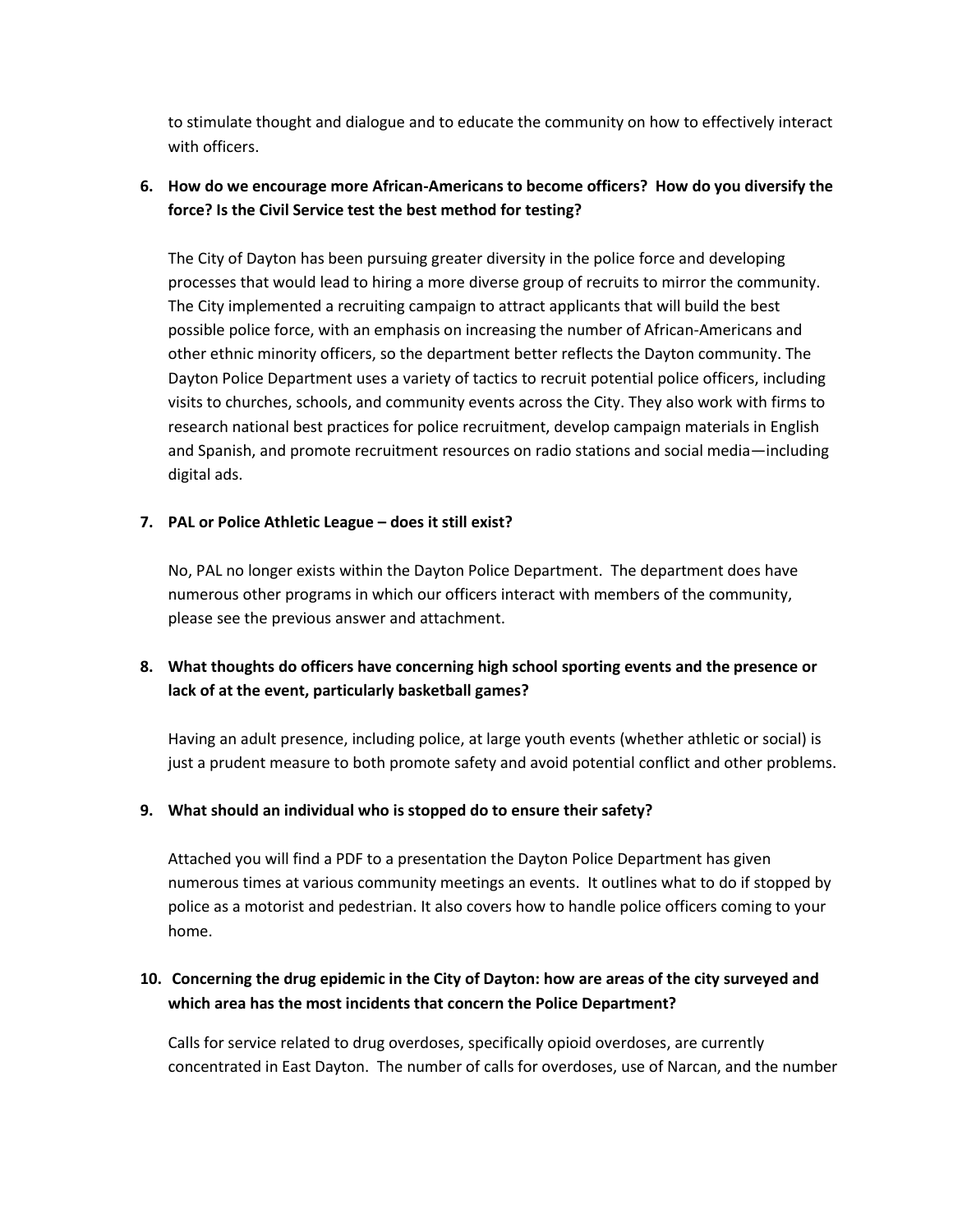to stimulate thought and dialogue and to educate the community on how to effectively interact with officers.

**6. How do we encourage more African-Americans to become officers? How do you diversify the force? Is the Civil Service test the best method for testing?**

The City of Dayton has been pursuing greater diversity in the police force and developing processes that would lead to hiring a more diverse group of recruits to mirror the community. The City implemented a recruiting campaign to attract applicants that will build the best possible police force, with an emphasis on increasing the number of African-Americans and other ethnic minority officers, so the department better reflects the Dayton community. The Dayton Police Department uses a variety of tactics to recruit potential police officers, including visits to churches, schools, and community events across the City. They also work with firms to research national best practices for police recruitment, develop campaign materials in English and Spanish, and promote recruitment resources on radio stations and social media—including digital ads.

**7. PAL or Police Athletic League – does it still exist?**

No, PAL no longer exists within the Dayton Police Department. The department does have numerous other programs in which our officers interact with members of the community, please see the previous answer and attachment.

**8. What thoughts do officers have concerning high school sporting events and the presence or lack of at the event, particularly basketball games?**

Having an adult presence, including police, at large youth events (whether athletic or social) is just a prudent measure to both promote safety and avoid potential conflict and other problems.

**9. What should an individual who is stopped do to ensure their safety?**

Attached you will find a PDF to a presentation the Dayton Police Department has given numerous times at various community meetings an events. It outlines what to do if stopped by police as a motorist and pedestrian. It also covers how to handle police officers coming to your home.

**10. Concerning the drug epidemic in the City of Dayton: how are areas of the city surveyed and which area has the most incidents that concern the Police Department?**

Calls for service related to drug overdoses, specifically opioid overdoses, are currently concentrated in East Dayton. The number of calls for overdoses, use of Narcan, and the number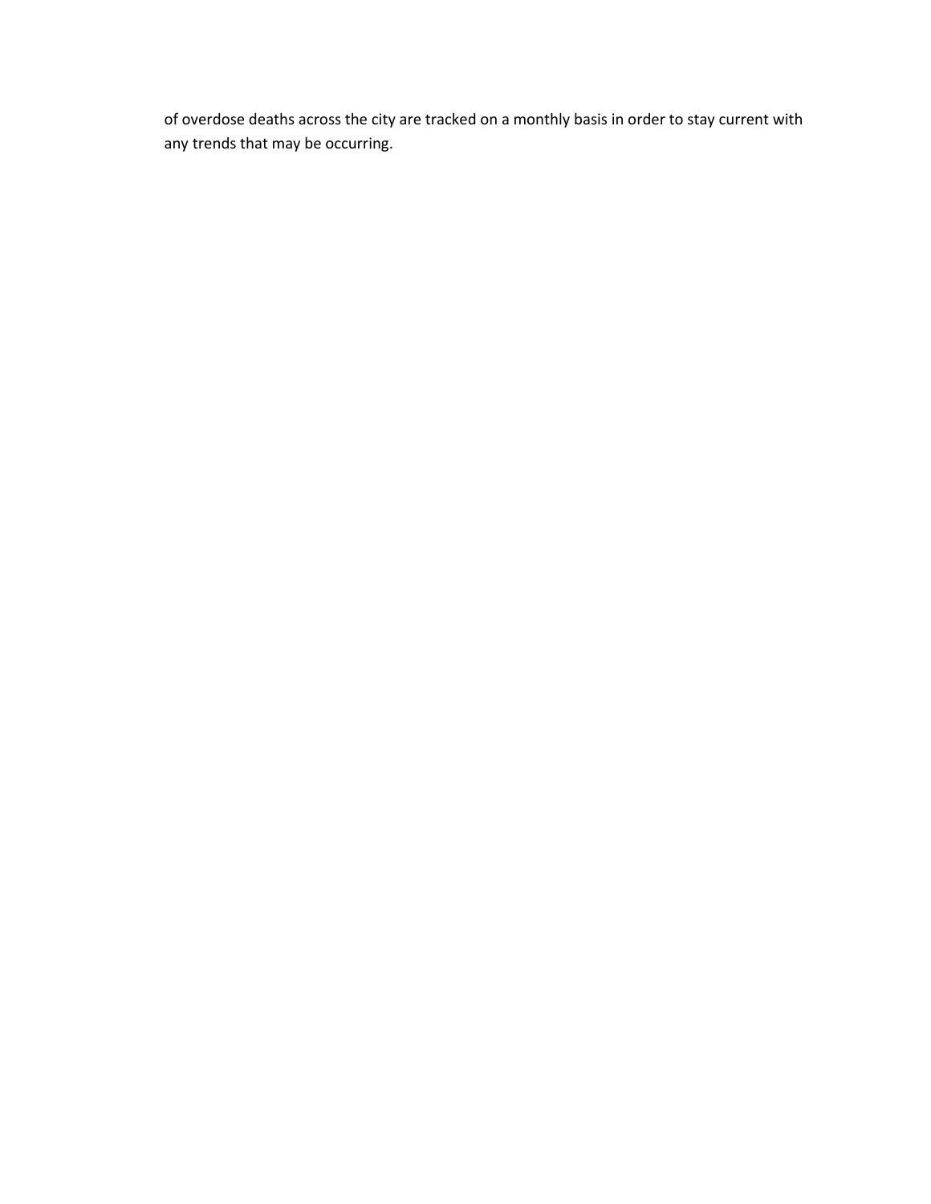of overdose deaths across the city are tracked on a monthly basis in order to stay current with any trends that may be occurring.